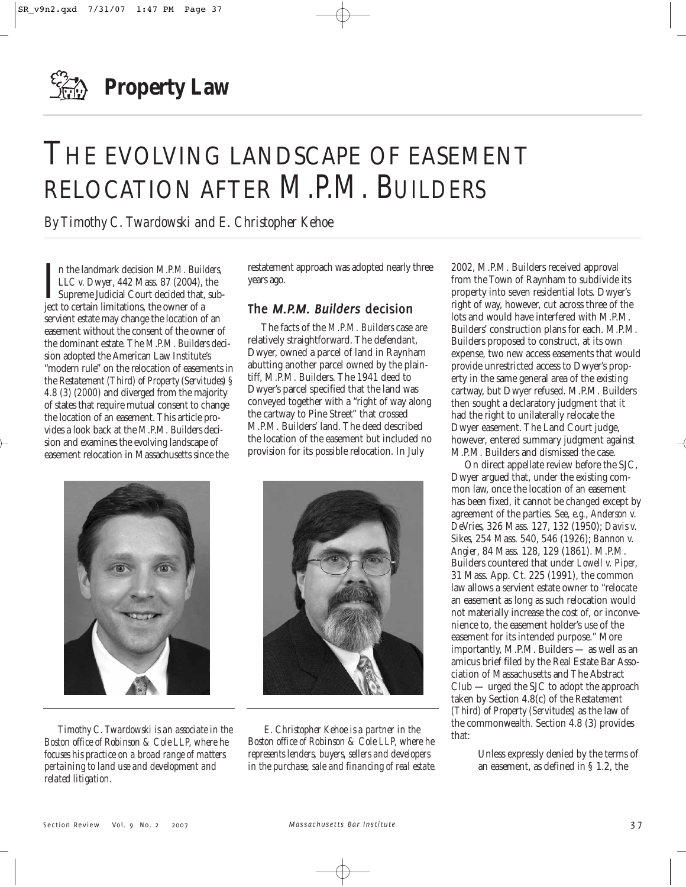# Property Law

# THE EVOLVING LANDSCAPE OF EASEMENT RELOCATION AFTER M.P.M. BUILDERS

*By Timothy C. Twardowski and E. Christopher Kehoe*

In the landmark decision *M.P.M. Builders, LLC v. Dwyer*, 442 Mass. 87 (2004), the Supreme Judicial Court decided that, subject to certain limitations, the owner of a servient estate may change the location of an easement without the consent of the owner of the dominant estate. The *M.P.M. Builders* decision adopted the American Law Institute's "modern rule" on the relocation of easements in the *Restatement (Third) of Property (Servitudes) § 4.8 (3) (2000)* and diverged from the majority of states that require mutual consent to change the location of an easement. This article provides a look back at the *M.P.M. Builders* decision and examines the evolving landscape of easement relocation in Massachusetts since the restatement approach was adopted nearly three years ago.

## The *M.P.M. Builders* decision

The facts of the *M.P.M. Builders* case are relatively straightforward. The defendant, Dwyer, owned a parcel of land in Raynham abutting another parcel owned by the plaintiff, M.P.M. Builders. The 1941 deed to Dwyer's parcel specified that the land was conveyed together with a "right of way along the cartway to Pine Street" that crossed M.P.M. Builders' land. The deed described the location of the easement but included no provision for its possible relocation. In July 2002, M.P.M. Builders received approval from the Town of Raynham to subdivide its property into seven residential lots. Dwyer's right of way, however, cut across three of the lots and would have interfered with M.P.M. Builders' construction plans for each. M.P.M. Builders proposed to construct, at its own expense, two new access easements that would provide unrestricted access to Dwyer's property in the same general area of the existing cartway, but Dwyer refused. M.P.M. Builders then sought a declaratory judgment that it had the right to unilaterally relocate the Dwyer easement. The Land Court judge, however, entered summary judgment against M.P.M. Builders and dismissed the case.

On direct appellate review before the SJC, Dwyer argued that, under the existing common law, once the location of an easement has been fixed, it cannot be changed except by agreement of the parties. *See, e.g., Anderson v. DeVries*, 326 Mass. 127, 132 (1950); *Davis v. Sikes*, 254 Mass. 540, 546 (1926); *Bannon v. Angier*, 84 Mass. 128, 129 (1861). M.P.M. Builders countered that under *Lowell v. Piper*, 31 Mass. App. Ct. 225 (1991), the common law allows a servient estate owner to "relocate an easement as long as such relocation would not materially increase the cost of, or inconvenience to, the easement holder's use of the easement for its intended purpose." More importantly, M.P.M. Builders — as well as an amicus brief filed by the Real Estate Bar Association of Massachusetts and The Abstract Club — urged the SJC to adopt the approach taken by Section 4.8(c) of the *Restatement (Third) of Property (Servitudes)* as the law of the commonwealth. Section 4.8 (3) provides that:

> Unless expressly denied by the terms of an easement, as defined in § 1.2, the

*Timothy C. Twardowski is an associate in the Boston office of Robinson & Cole LLP, where he focuses his practice on a broad range of matters pertaining to land use and development and related litigation.*

*E. Christopher Kehoe is a partner in the Boston office of Robinson & Cole LLP, where he represents lenders, buyers, sellers and developers in the purchase, sale and financing of real estate.*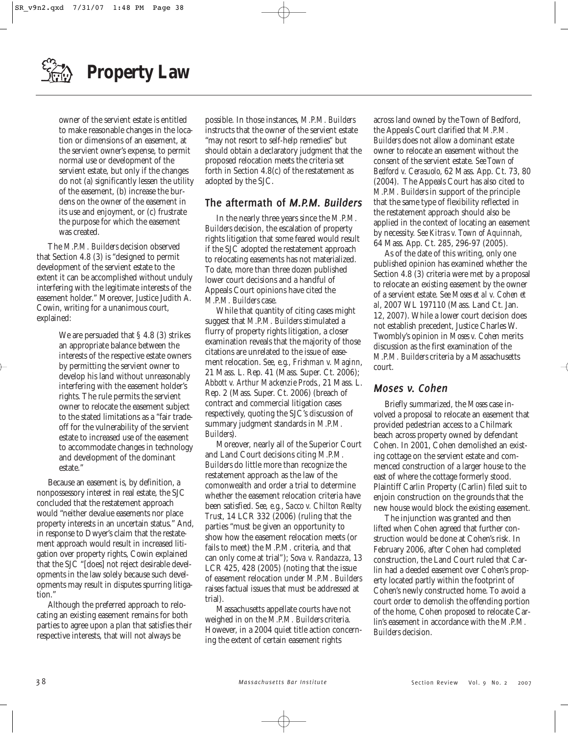owner of the servient estate is entitled to make reasonable changes in the location or dimensions of an easement, at the servient owner's expense, to permit normal use or development of the servient estate, but only if the changes do not (a) significantly lessen the utility of the easement, (b) increase the burdens on the owner of the easement in its use and enjoyment, or (c) frustrate the purpose for which the easement was created.

The *M.P.M. Builders* decision observed that Section 4.8 (3) is "designed to permit development of the servient estate to the extent it can be accomplished without unduly interfering with the legitimate interests of the easement holder." Moreover, Justice Judith A. Cowin, writing for a unanimous court, explained:

> We are persuaded that § 4.8 (3) strikes an appropriate balance between the interests of the respective estate owners by permitting the servient owner to develop his land without unreasonably interfering with the easement holder's rights. The rule permits the servient owner to relocate the easement subject to the stated limitations as a "fair tradeoff for the vulnerability of the servient estate to increased use of the easement to accommodate changes in technology and development of the dominant estate."

Because an easement is, by definition, a nonpossessory interest in real estate, the SJC concluded that the restatement approach would "neither devalue easements nor place property interests in an uncertain status." And, in response to Dwyer's claim that the restatement approach would result in increased litigation over property rights, Cowin explained that the SJC "[does] not reject desirable developments in the law solely because such developments may result in disputes spurring litigation."

Although the preferred approach to relocating an existing easement remains for both parties to agree upon a plan that satisfies their respective interests, that will not always be possible. In those instances, *M.P.M. Builders* instructs that the owner of the servient estate "may not resort to self-help remedies" but should obtain a declaratory judgment that the proposed relocation meets the criteria set forth in Section 4.8(c) of the restatement as adopted by the SJC.

## The aftermath of *M.P.M. Builders*

In the nearly three years since the *M.P.M. Builders* decision, the escalation of property rights litigation that some feared would result if the SJC adopted the restatement approach to relocating easements has not materialized. To date, more than three dozen published lower court decisions and a handful of Appeals Court opinions have cited the *M.P.M. Builders* case.

While that quantity of citing cases might suggest that *M.P.M. Builders* stimulated a flurry of property rights litigation, a closer examination reveals that the majority of those citations are unrelated to the issue of easement relocation. *See, e.g., Frishman v. Maginn*, 21 Mass. L. Rep. 41 (Mass. Super. Ct. 2006); *Abbott v. Arthur Mackenzie Prods.*, 21 Mass. L. Rep. 2 (Mass. Super. Ct. 2006) (breach of contract and commercial litigation cases respectively, quoting the SJC's discussion of summary judgment standards in *M.P.M. Builders*).

Moreover, nearly all of the Superior Court and Land Court decisions citing *M.P.M. Builders* do little more than recognize the restatement approach as the law of the comonwealth and order a trial to determine whether the easement relocation criteria have been satisfied. *See, e.g., Sacco v. Chilton Realty Trust*, 14 LCR 332 (2006) (ruling that the parties "must be given an opportunity to show how the easement relocation meets (or fails to meet) the M.P.M. criteria, and that can only come at trial"); *Sova v. Randazza*, 13 LCR 425, 428 (2005) (noting that the issue of easement relocation under *M.P.M. Builders* raises factual issues that must be addressed at trial).

Massachusetts appellate courts have not weighed in on the *M.P.M. Builders* criteria. However, in a 2004 quiet title action concerning the extent of certain easement rights across land owned by the Town of Bedford, the Appeals Court clarified that *M.P.M. Builders* does not allow a dominant estate owner to relocate an easement without the consent of the servient estate. *See Town of Bedford v. Cerasuolo*, 62 Mass. App. Ct. 73, 80 (2004). The Appeals Court has also cited to *M.P.M. Builders* in support of the principle that the same type of flexibility reflected in the restatement approach should also be applied in the context of locating an easement by necessity. *See Kitras v. Town of Aquinnah*, 64 Mass. App. Ct. 285, 296-97 (2005).

As of the date of this writing, only one published opinion has examined whether the Section 4.8 (3) criteria were met by a proposal to relocate an existing easement by the owner of a servient estate. *See Moses et al v. Cohen et al*, 2007 WL 197110 (Mass. Land Ct. Jan. 12, 2007). While a lower court decision does not establish precedent, Justice Charles W. Twombly's opinion in *Moses v. Cohen* merits discussion as the first examination of the *M.P.M. Builders* criteria by a Massachusetts court.

## *Moses v. Cohen*

Briefly summarized, the *Moses* case involved a proposal to relocate an easement that provided pedestrian access to a Chilmark beach across property owned by defendant Cohen. In 2001, Cohen demolished an existing cottage on the servient estate and commenced construction of a larger house to the east of where the cottage formerly stood. Plaintiff Carlin Property (Carlin) filed suit to enjoin construction on the grounds that the new house would block the existing easement.

The injunction was granted and then lifted when Cohen agreed that further construction would be done at Cohen's risk. In February 2006, after Cohen had completed construction, the Land Court ruled that Carlin had a deeded easement over Cohen's property located partly within the footprint of Cohen's newly constructed home. To avoid a court order to demolish the offending portion of the home, Cohen proposed to relocate Carlin's easement in accordance with the *M.P.M. Builders* decision.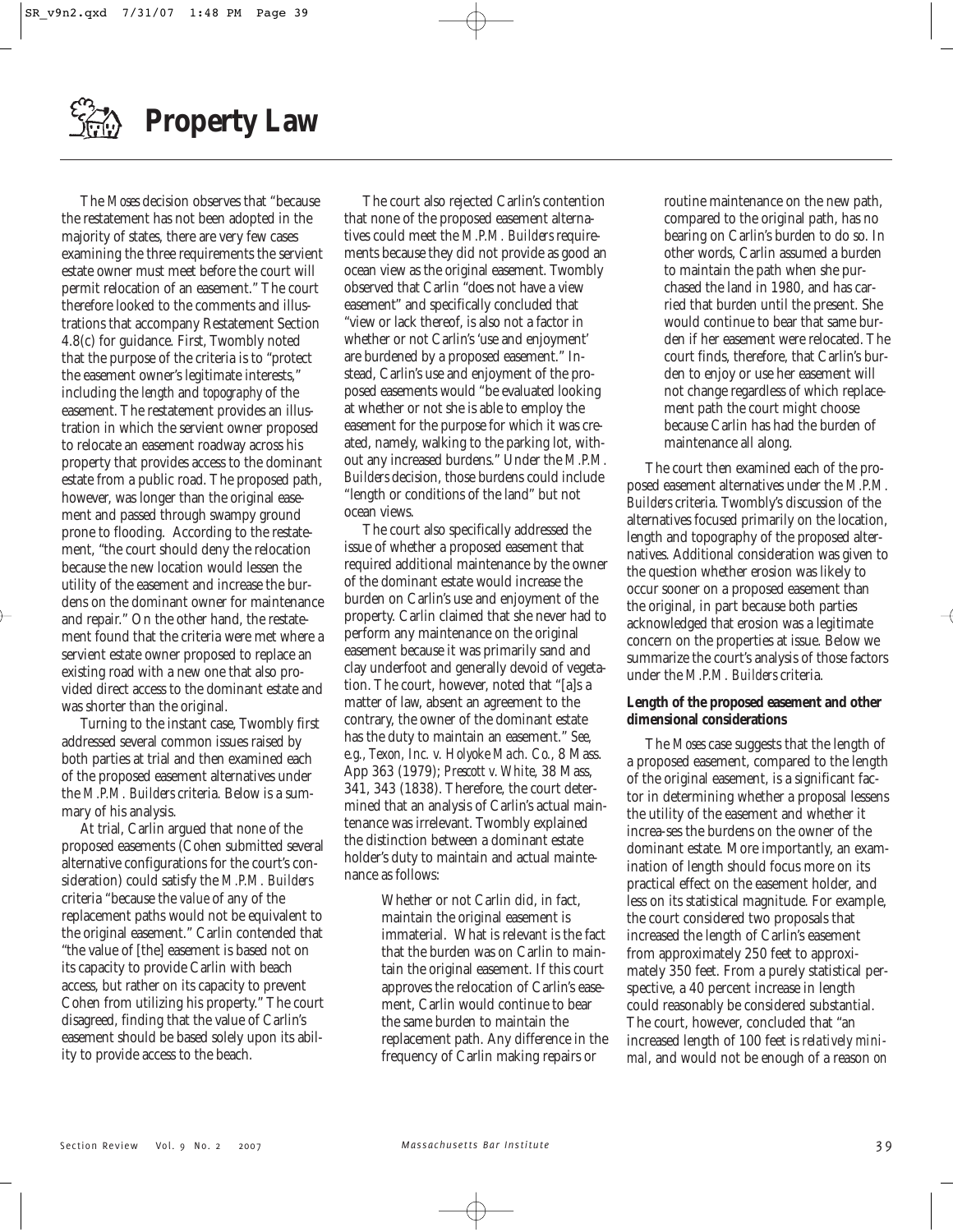# Property Law

The *Moses* decision observes that "because the restatement has not been adopted in the majority of states, there are very few cases examining the three requirements the servient estate owner must meet before the court will permit relocation of an easement." The court therefore looked to the comments and illustrations that accompany Restatement Section 4.8(c) for guidance. First, Twombly noted that the purpose of the criteria is to "protect the easement owner's legitimate interests," including the *length* and *topography* of the easement. The restatement provides an illustration in which the servient owner proposed to relocate an easement roadway across his property that provides access to the dominant estate from a public road. The proposed path, however, was longer than the original easement and passed through swampy ground prone to flooding. According to the restatement, "the court should deny the relocation because the new location would lessen the utility of the easement and increase the burdens on the dominant owner for maintenance and repair." On the other hand, the restatement found that the criteria were met where a servient estate owner proposed to replace an existing road with a new one that also provided direct access to the dominant estate and was shorter than the original.

Turning to the instant case, Twombly first addressed several common issues raised by both parties at trial and then examined each of the proposed easement alternatives under the *M.P.M. Builders* criteria. Below is a summary of his analysis.

At trial, Carlin argued that none of the proposed easements (Cohen submitted several alternative configurations for the court's consideration) could satisfy the *M.P.M. Builders* criteria "because the *value* of any of the replacement paths would not be equivalent to the original easement." Carlin contended that "the value of [the] easement is based not on its capacity to provide Carlin with beach access, but rather on its capacity to prevent Cohen from utilizing his property." The court disagreed, finding that the value of Carlin's easement should be based solely upon its ability to provide access to the beach.

The court also rejected Carlin's contention that none of the proposed easement alternatives could meet the *M.P.M. Builders* requirements because they did not provide as good an ocean view as the original easement. Twombly observed that Carlin "does not have a view easement" and specifically concluded that "view or lack thereof, is also not a factor in whether or not Carlin's 'use and enjoyment' are burdened by a proposed easement." Instead, Carlin's use and enjoyment of the proposed easements would "be evaluated looking at whether or not she is able to employ the easement for the purpose for which it was created, namely, walking to the parking lot, without any increased burdens." Under the *M.P.M. Builders* decision, those burdens could include "length or conditions of the land" but not ocean views.

The court also specifically addressed the issue of whether a proposed easement that required additional maintenance by the owner of the dominant estate would increase the burden on Carlin's use and enjoyment of the property. Carlin claimed that she never had to perform any maintenance on the original easement because it was primarily sand and clay underfoot and generally devoid of vegetation. The court, however, noted that "[a]s a matter of law, absent an agreement to the contrary, the owner of the dominant estate has the duty to maintain an easement." *See, e.g., Texon, Inc. v. Holyoke Mach. Co.*, 8 Mass. App 363 (1979); *Prescott v. White*, 38 Mass, 341, 343 (1838). Therefore, the court determined that an analysis of Carlin's actual maintenance was irrelevant. Twombly explained the distinction between a dominant estate holder's duty to maintain and actual maintenance as follows:

> Whether or not Carlin did, in fact, maintain the original easement is immaterial. What is relevant is the fact that the burden was on Carlin to maintain the original easement. If this court approves the relocation of Carlin's easement, Carlin would continue to bear the same burden to maintain the replacement path. Any difference in the frequency of Carlin making repairs or routine maintenance on the new path, compared to the original path, has no bearing on Carlin's burden to do so. In other words, Carlin assumed a burden to maintain the path when she purchased the land in 1980, and has carried that burden until the present. She would continue to bear that same burden if her easement were relocated. The court finds, therefore, that Carlin's burden to enjoy or use her easement will not change regardless of which replacement path the court might choose because Carlin has had the burden of maintenance all along.

The court then examined each of the proposed easement alternatives under the *M.P.M. Builders* criteria. Twombly's discussion of the alternatives focused primarily on the location, length and topography of the proposed alternatives. Additional consideration was given to the question whether erosion was likely to occur sooner on a proposed easement than the original, in part because both parties acknowledged that erosion was a legitimate concern on the properties at issue. Below we summarize the court's analysis of those factors under the *M.P.M. Builders* criteria.

**Length of the proposed easement and other dimensional considerations**

The *Moses* case suggests that the length of a proposed easement, compared to the length of the original easement, is a significant factor in determining whether a proposal lessens the utility of the easement and whether it increases the burdens on the owner of the dominant estate. More importantly, an examination of length should focus more on its practical effect on the easement holder, and less on its statistical magnitude. For example, the court considered two proposals that increased the length of Carlin's easement from approximately 250 feet to approximately 350 feet. From a purely statistical perspective, a 40 percent increase in length could reasonably be considered substantial. The court, however, concluded that "an increased length of 100 feet is *relatively minimal*, and would not be enough of a reason on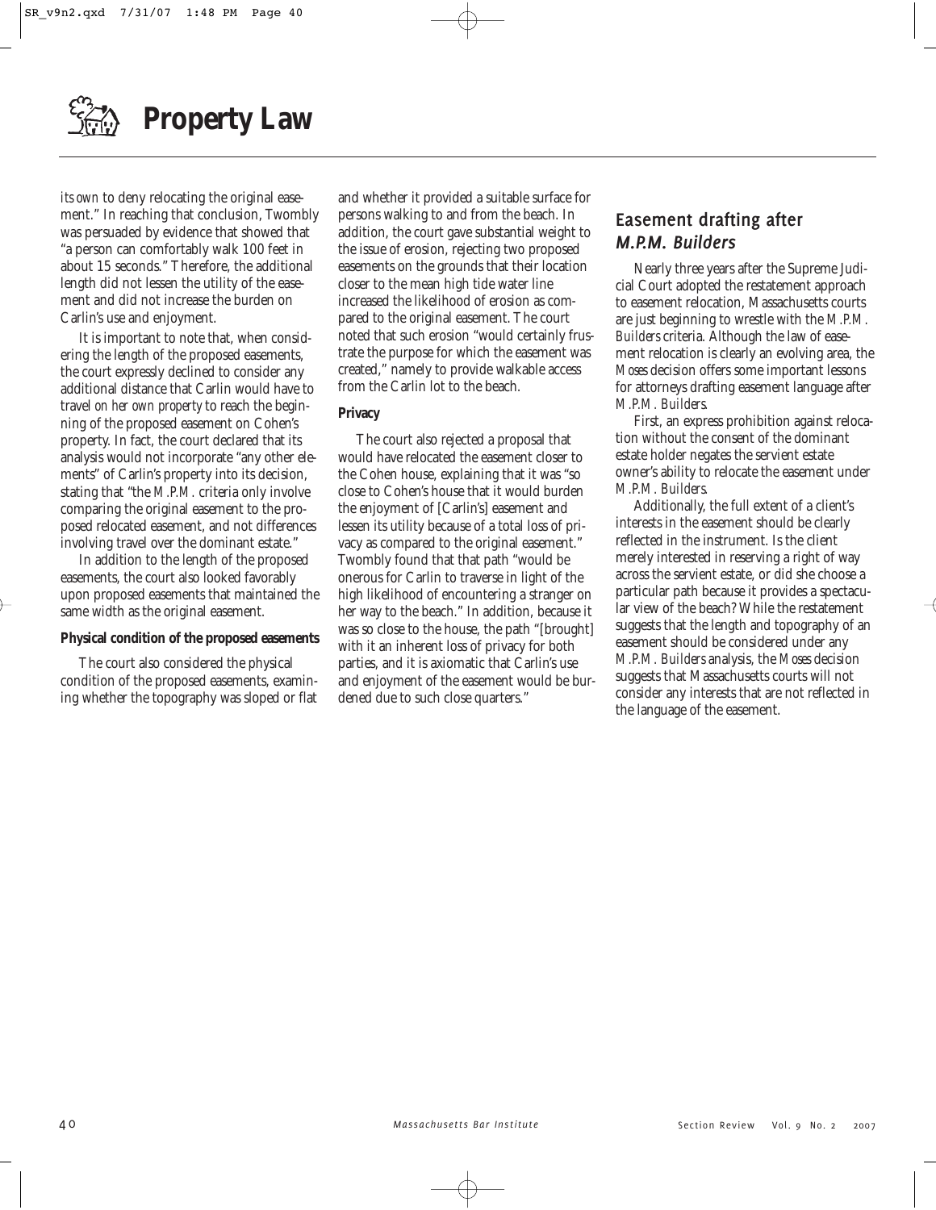*its own* to deny relocating the original easement." In reaching that conclusion, Twombly was persuaded by evidence that showed that "a person can comfortably walk 100 feet in about 15 seconds." Therefore, the additional length did not lessen the utility of the easement and did not increase the burden on Carlin's use and enjoyment.

It is important to note that, when considering the length of the proposed easements, the court expressly declined to consider any additional distance that Carlin would have to travel *on her own property* to reach the beginning of the proposed easement on Cohen's property. In fact, the court declared that its analysis would not incorporate "any other elements" of Carlin's property into its decision, stating that "the *M.P.M.* criteria only involve comparing the original easement to the proposed relocated easement, and not differences involving travel over the dominant estate."

In addition to the length of the proposed easements, the court also looked favorably upon proposed easements that maintained the same width as the original easement.

**Physical condition of the proposed easements**

The court also considered the physical condition of the proposed easements, examining whether the topography was sloped or flat and whether it provided a suitable surface for persons walking to and from the beach. In addition, the court gave substantial weight to the issue of erosion, rejecting two proposed easements on the grounds that their location closer to the mean high tide water line increased the likelihood of erosion as compared to the original easement. The court noted that such erosion "would certainly frustrate the purpose for which the easement was created," namely to provide walkable access from the Carlin lot to the beach.

**Privacy**

The court also rejected a proposal that would have relocated the easement closer to the Cohen house, explaining that it was "so close to Cohen's house that it would burden the enjoyment of [Carlin's] easement and lessen its utility because of a total loss of privacy as compared to the original easement." Twombly found that that path "would be onerous for Carlin to traverse in light of the high likelihood of encountering a stranger on her way to the beach." In addition, because it was so close to the house, the path "[brought] with it an inherent loss of privacy for both parties, and it is axiomatic that Carlin's use and enjoyment of the easement would be burdened due to such close quarters."

## Easement drafting after *M.P.M. Builders*

Nearly three years after the Supreme Judicial Court adopted the restatement approach to easement relocation, Massachusetts courts are just beginning to wrestle with the *M.P.M. Builders* criteria. Although the law of easement relocation is clearly an evolving area, the *Moses* decision offers some important lessons for attorneys drafting easement language after *M.P.M. Builders*.

First, an express prohibition against relocation without the consent of the dominant estate holder negates the servient estate owner's ability to relocate the easement under *M.P.M. Builders*.

Additionally, the full extent of a client's interests in the easement should be clearly reflected in the instrument. Is the client merely interested in reserving a right of way across the servient estate, or did she choose a particular path because it provides a spectacular view of the beach? While the restatement suggests that the length and topography of an easement should be considered under any *M.P.M. Builders* analysis, the *Moses* decision suggests that Massachusetts courts will not consider any interests that are not reflected in the language of the easement.